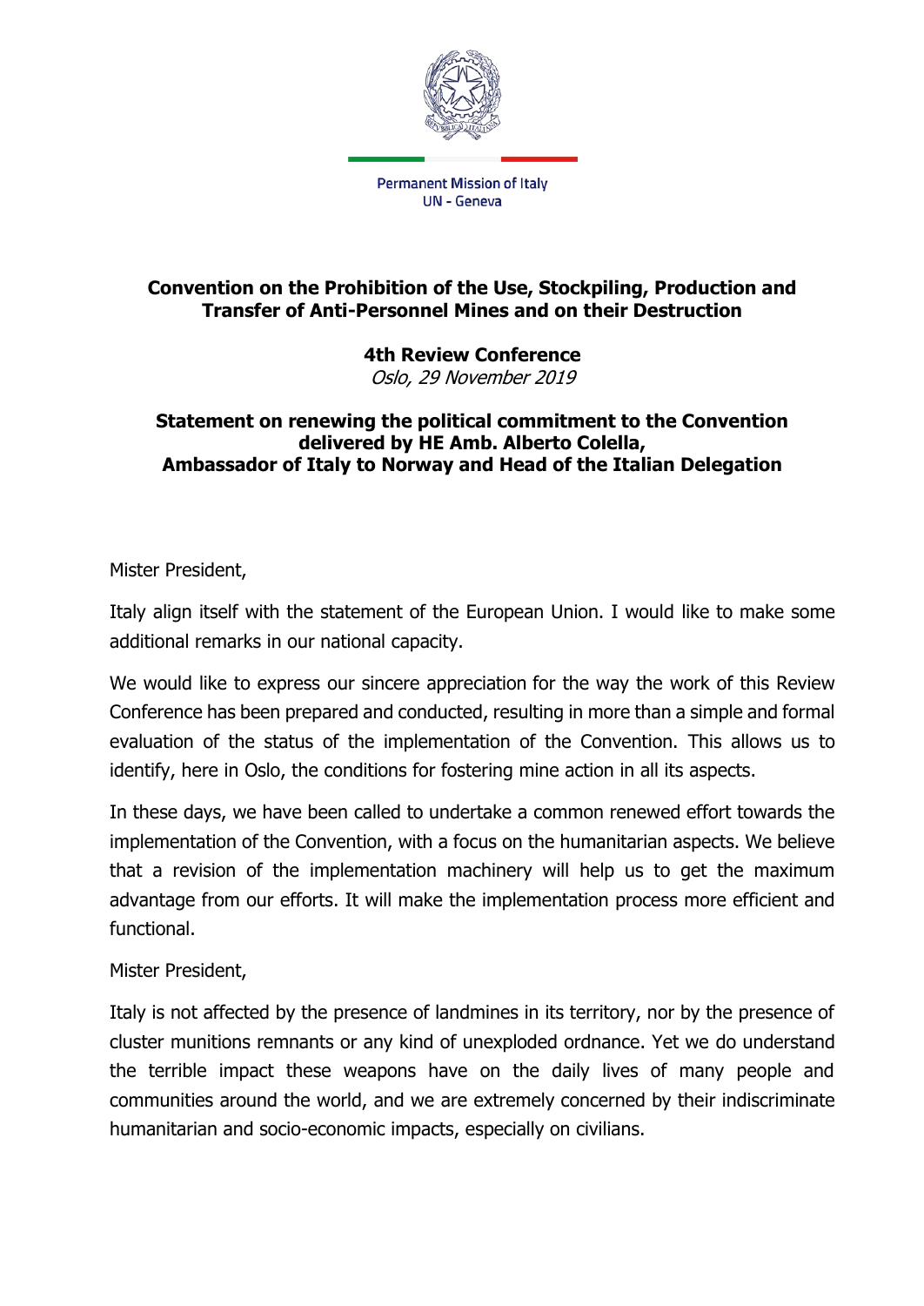Permanent Mission of Italy
UN - Geneva

# Convention on the Prohibition of the Use, Stockpiling, Production and Transfer of Anti-Personnel Mines and on their Destruction

## 4th Review Conference

*Oslo, 29 November 2019*

### Statement on renewing the political commitment to the Convention delivered by HE Amb. Alberto Colella, Ambassador of Italy to Norway and Head of the Italian Delegation

Mister President,

Italy align itself with the statement of the European Union. I would like to make some additional remarks in our national capacity.

We would like to express our sincere appreciation for the way the work of this Review Conference has been prepared and conducted, resulting in more than a simple and formal evaluation of the status of the implementation of the Convention. This allows us to identify, here in Oslo, the conditions for fostering mine action in all its aspects.

In these days, we have been called to undertake a common renewed effort towards the implementation of the Convention, with a focus on the humanitarian aspects. We believe that a revision of the implementation machinery will help us to get the maximum advantage from our efforts. It will make the implementation process more efficient and functional.

Mister President,

Italy is not affected by the presence of landmines in its territory, nor by the presence of cluster munitions remnants or any kind of unexploded ordnance. Yet we do understand the terrible impact these weapons have on the daily lives of many people and communities around the world, and we are extremely concerned by their indiscriminate humanitarian and socio-economic impacts, especially on civilians.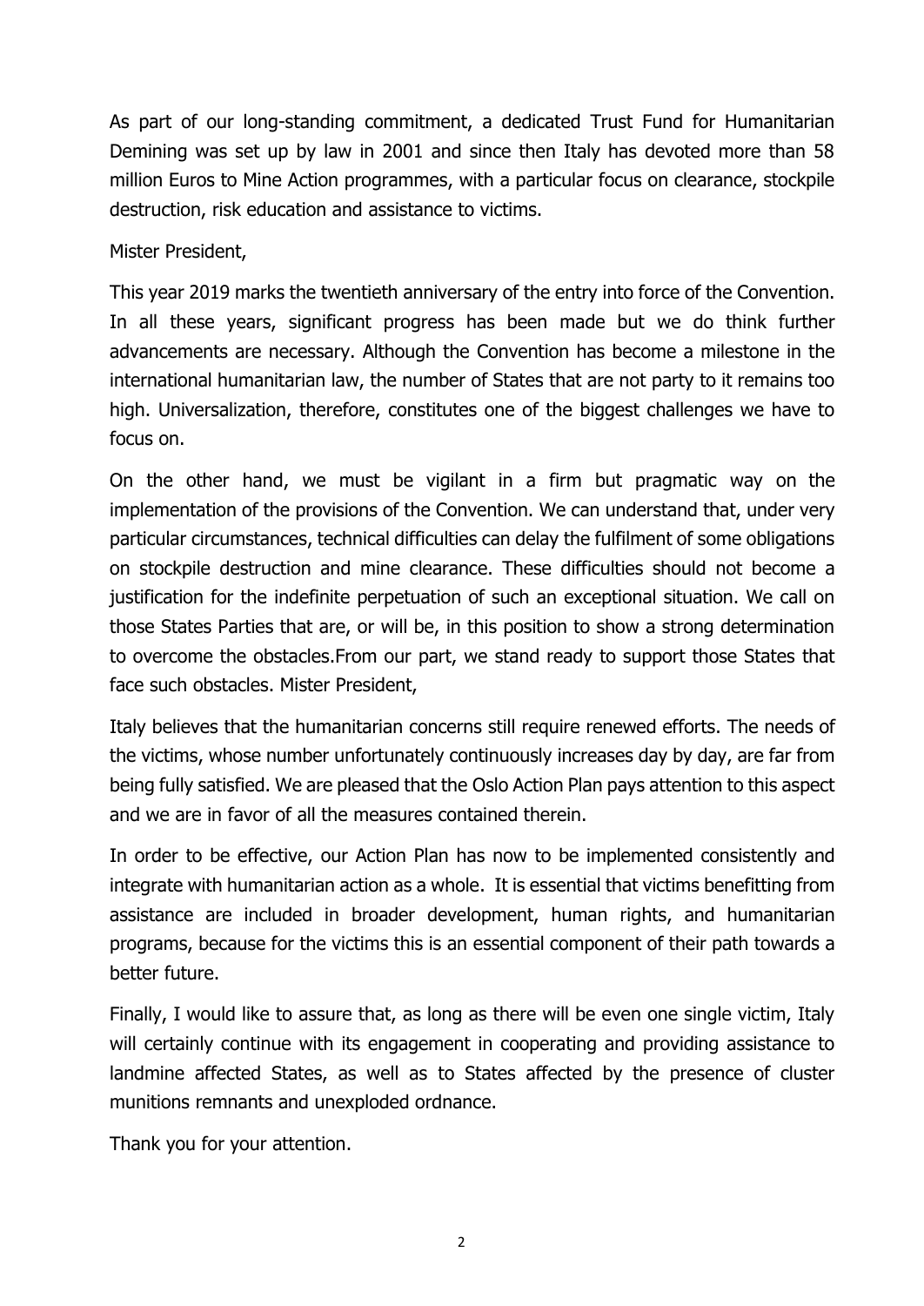As part of our long-standing commitment, a dedicated Trust Fund for Humanitarian Demining was set up by law in 2001 and since then Italy has devoted more than 58 million Euros to Mine Action programmes, with a particular focus on clearance, stockpile destruction, risk education and assistance to victims.

Mister President,

This year 2019 marks the twentieth anniversary of the entry into force of the Convention. In all these years, significant progress has been made but we do think further advancements are necessary. Although the Convention has become a milestone in the international humanitarian law, the number of States that are not party to it remains too high. Universalization, therefore, constitutes one of the biggest challenges we have to focus on.

On the other hand, we must be vigilant in a firm but pragmatic way on the implementation of the provisions of the Convention. We can understand that, under very particular circumstances, technical difficulties can delay the fulfilment of some obligations on stockpile destruction and mine clearance. These difficulties should not become a justification for the indefinite perpetuation of such an exceptional situation. We call on those States Parties that are, or will be, in this position to show a strong determination to overcome the obstacles.From our part, we stand ready to support those States that face such obstacles. Mister President,

Italy believes that the humanitarian concerns still require renewed efforts. The needs of the victims, whose number unfortunately continuously increases day by day, are far from being fully satisfied. We are pleased that the Oslo Action Plan pays attention to this aspect and we are in favor of all the measures contained therein.

In order to be effective, our Action Plan has now to be implemented consistently and integrate with humanitarian action as a whole. It is essential that victims benefitting from assistance are included in broader development, human rights, and humanitarian programs, because for the victims this is an essential component of their path towards a better future.

Finally, I would like to assure that, as long as there will be even one single victim, Italy will certainly continue with its engagement in cooperating and providing assistance to landmine affected States, as well as to States affected by the presence of cluster munitions remnants and unexploded ordnance.

Thank you for your attention.